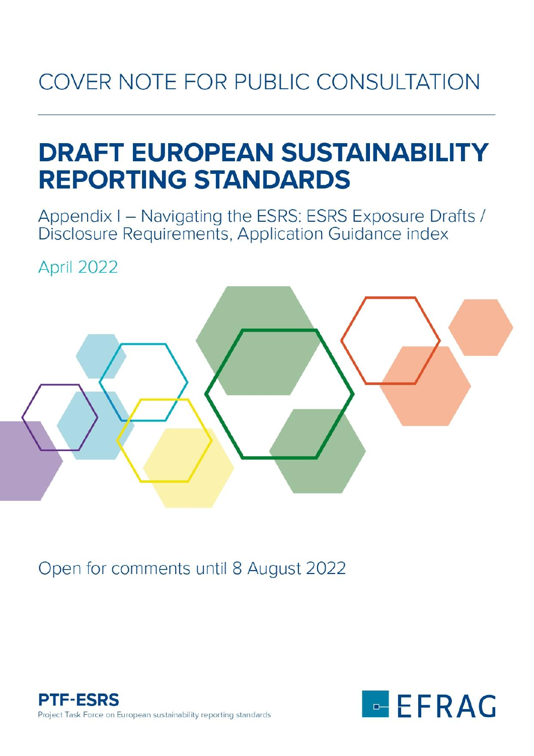COVER NOTE FOR PUBLIC CONSULTATION

# DRAFT EUROPEAN SUSTAINABILITY REPORTING STANDARDS

Appendix I – Navigating the ESRS: ESRS Exposure Drafts / Disclosure Requirements, Application Guidance index

April 2022

Open for comments until 8 August 2022

**PTF-ESRS**
Project Task Force on European sustainability reporting standards

EFRAG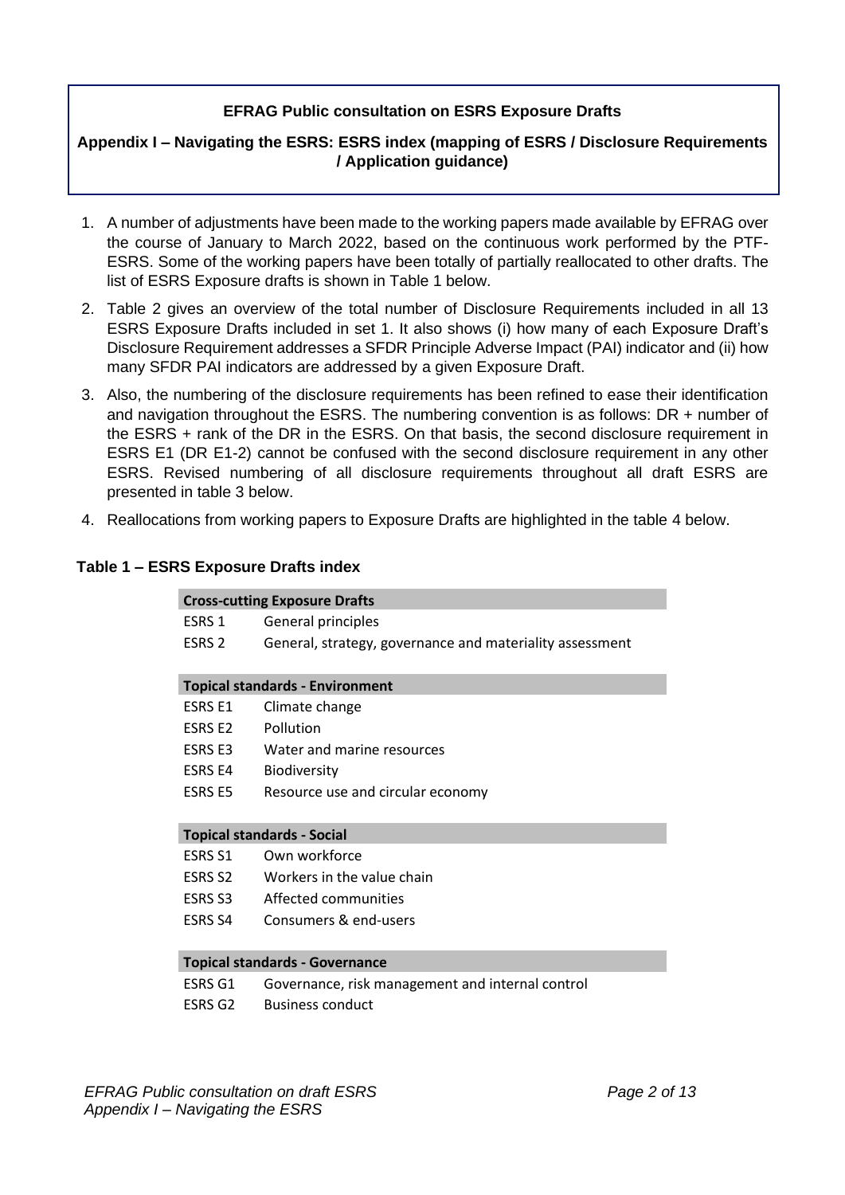**EFRAG Public consultation on ESRS Exposure Drafts**

**Appendix I – Navigating the ESRS: ESRS index (mapping of ESRS / Disclosure Requirements / Application guidance)**

1. A number of adjustments have been made to the working papers made available by EFRAG over the course of January to March 2022, based on the continuous work performed by the PTF-ESRS. Some of the working papers have been totally of partially reallocated to other drafts. The list of ESRS Exposure drafts is shown in Table 1 below.
2. Table 2 gives an overview of the total number of Disclosure Requirements included in all 13 ESRS Exposure Drafts included in set 1. It also shows (i) how many of each Exposure Draft's Disclosure Requirement addresses a SFDR Principle Adverse Impact (PAI) indicator and (ii) how many SFDR PAI indicators are addressed by a given Exposure Draft.
3. Also, the numbering of the disclosure requirements has been refined to ease their identification and navigation throughout the ESRS. The numbering convention is as follows: DR + number of the ESRS + rank of the DR in the ESRS. On that basis, the second disclosure requirement in ESRS E1 (DR E1-2) cannot be confused with the second disclosure requirement in any other ESRS. Revised numbering of all disclosure requirements throughout all draft ESRS are presented in table 3 below.
4. Reallocations from working papers to Exposure Drafts are highlighted in the table 4 below.

**Table 1 – ESRS Exposure Drafts index**

| | |
|---|---|
| **Cross-cutting Exposure Drafts** | |
| ESRS 1 | General principles |
| ESRS 2 | General, strategy, governance and materiality assessment |
| **Topical standards - Environment** | |
| ESRS E1 | Climate change |
| ESRS E2 | Pollution |
| ESRS E3 | Water and marine resources |
| ESRS E4 | Biodiversity |
| ESRS E5 | Resource use and circular economy |
| **Topical standards - Social** | |
| ESRS S1 | Own workforce |
| ESRS S2 | Workers in the value chain |
| ESRS S3 | Affected communities |
| ESRS S4 | Consumers & end-users |
| **Topical standards - Governance** | |
| ESRS G1 | Governance, risk management and internal control |
| ESRS G2 | Business conduct |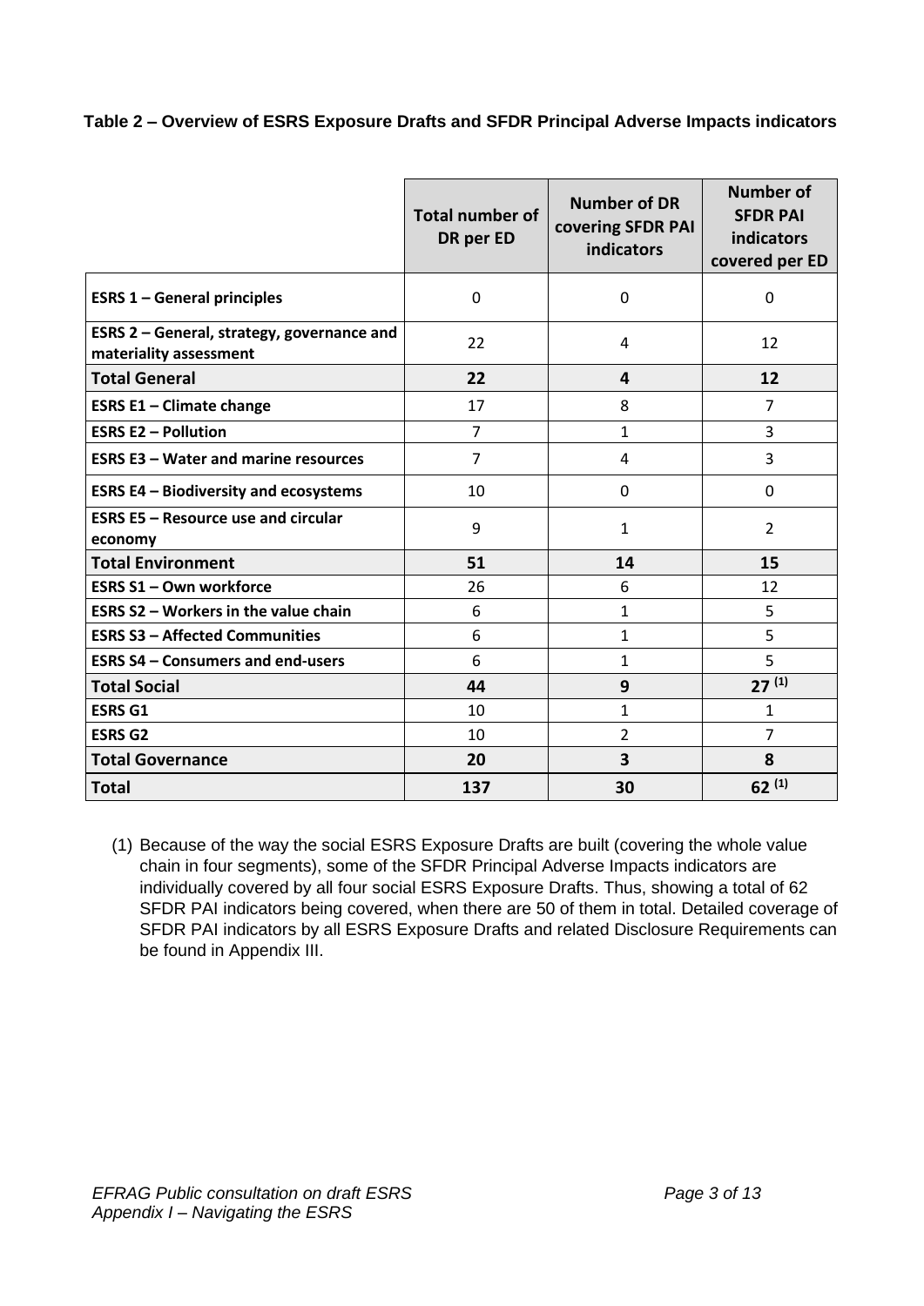**Table 2 – Overview of ESRS Exposure Drafts and SFDR Principal Adverse Impacts indicators**

| | Total number of DR per ED | Number of DR covering SFDR PAI indicators | Number of SFDR PAI indicators covered per ED |
|---|---|---|---|
| **ESRS 1 – General principles** | 0 | 0 | 0 |
| **ESRS 2 – General, strategy, governance and materiality assessment** | 22 | 4 | 12 |
| **Total General** | **22** | **4** | **12** |
| **ESRS E1 – Climate change** | 17 | 8 | 7 |
| **ESRS E2 – Pollution** | 7 | 1 | 3 |
| **ESRS E3 – Water and marine resources** | 7 | 4 | 3 |
| **ESRS E4 – Biodiversity and ecosystems** | 10 | 0 | 0 |
| **ESRS E5 – Resource use and circular economy** | 9 | 1 | 2 |
| **Total Environment** | **51** | **14** | **15** |
| **ESRS S1 – Own workforce** | 26 | 6 | 12 |
| **ESRS S2 – Workers in the value chain** | 6 | 1 | 5 |
| **ESRS S3 – Affected Communities** | 6 | 1 | 5 |
| **ESRS S4 – Consumers and end-users** | 6 | 1 | 5 |
| **Total Social** | **44** | **9** | **27** [(1)] |
| **ESRS G1** | 10 | 1 | 1 |
| **ESRS G2** | 10 | 2 | 7 |
| **Total Governance** | **20** | **3** | **8** |
| **Total** | **137** | **30** | **62** [(1)] |

(1) Because of the way the social ESRS Exposure Drafts are built (covering the whole value chain in four segments), some of the SFDR Principal Adverse Impacts indicators are individually covered by all four social ESRS Exposure Drafts. Thus, showing a total of 62 SFDR PAI indicators being covered, when there are 50 of them in total. Detailed coverage of SFDR PAI indicators by all ESRS Exposure Drafts and related Disclosure Requirements can be found in Appendix III.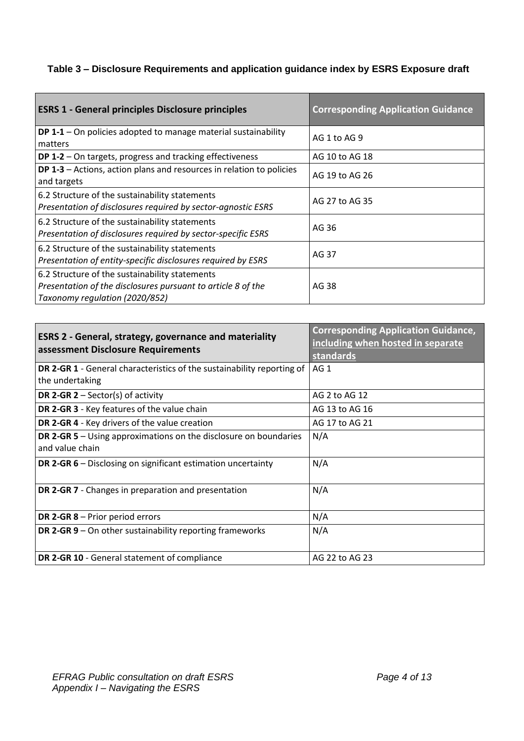**Table 3 – Disclosure Requirements and application guidance index by ESRS Exposure draft**

| **ESRS 1 - General principles Disclosure principles** | **Corresponding Application Guidance** |
|---|---|
| **DP 1-1** – On policies adopted to manage material sustainability matters | AG 1 to AG 9 |
| **DP 1-2** – On targets, progress and tracking effectiveness | AG 10 to AG 18 |
| **DP 1-3** – Actions, action plans and resources in relation to policies and targets | AG 19 to AG 26 |
| 6.2 Structure of the sustainability statements *Presentation of disclosures required by sector-agnostic ESRS* | AG 27 to AG 35 |
| 6.2 Structure of the sustainability statements *Presentation of disclosures required by sector-specific ESRS* | AG 36 |
| 6.2 Structure of the sustainability statements *Presentation of entity-specific disclosures required by ESRS* | AG 37 |
| 6.2 Structure of the sustainability statements *Presentation of the disclosures pursuant to article 8 of the Taxonomy regulation (2020/852)* | AG 38 |

| **ESRS 2 - General, strategy, governance and materiality assessment Disclosure Requirements** | **Corresponding Application Guidance, including when hosted in separate standards** |
|---|---|
| **DR 2-GR 1** - General characteristics of the sustainability reporting of the undertaking | AG 1 |
| **DR 2-GR 2** – Sector(s) of activity | AG 2 to AG 12 |
| **DR 2-GR 3** - Key features of the value chain | AG 13 to AG 16 |
| **DR 2-GR 4** - Key drivers of the value creation | AG 17 to AG 21 |
| **DR 2-GR 5** – Using approximations on the disclosure on boundaries and value chain | N/A |
| **DR 2-GR 6** – Disclosing on significant estimation uncertainty | N/A |
| **DR 2-GR 7** - Changes in preparation and presentation | N/A |
| **DR 2-GR 8** – Prior period errors | N/A |
| **DR 2-GR 9** – On other sustainability reporting frameworks | N/A |
| **DR 2-GR 10** - General statement of compliance | AG 22 to AG 23 |

*EFRAG Public consultation on draft ESRS*
*Appendix I – Navigating the ESRS*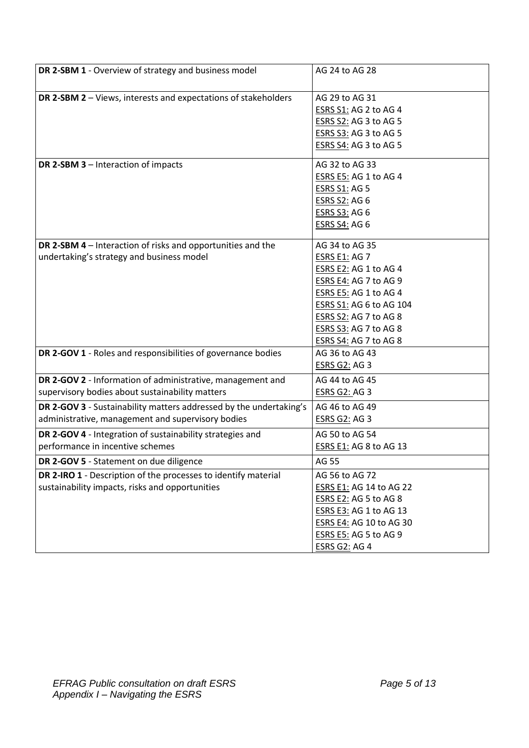| | |
|---|---|
| **DR 2-SBM 1** - Overview of strategy and business model | AG 24 to AG 28 |
| **DR 2-SBM 2** – Views, interests and expectations of stakeholders | AG 29 to AG 31<br>ESRS S1: AG 2 to AG 4<br>ESRS S2: AG 3 to AG 5<br>ESRS S3: AG 3 to AG 5<br>ESRS S4: AG 3 to AG 5 |
| **DR 2-SBM 3** – Interaction of impacts | AG 32 to AG 33<br>ESRS E5: AG 1 to AG 4<br>ESRS S1: AG 5<br>ESRS S2: AG 6<br>ESRS S3: AG 6<br>ESRS S4: AG 6 |
| **DR 2-SBM 4** – Interaction of risks and opportunities and the undertaking's strategy and business model | AG 34 to AG 35<br>ESRS E1: AG 7<br>ESRS E2: AG 1 to AG 4<br>ESRS E4: AG 7 to AG 9<br>ESRS E5: AG 1 to AG 4<br>ESRS S1: AG 6 to AG 104<br>ESRS S2: AG 7 to AG 8<br>ESRS S3: AG 7 to AG 8<br>ESRS S4: AG 7 to AG 8 |
| **DR 2-GOV 1** - Roles and responsibilities of governance bodies | AG 36 to AG 43<br>ESRS G2: AG 3 |
| **DR 2-GOV 2** - Information of administrative, management and supervisory bodies about sustainability matters | AG 44 to AG 45<br>ESRS G2: AG 3 |
| **DR 2-GOV 3** - Sustainability matters addressed by the undertaking's administrative, management and supervisory bodies | AG 46 to AG 49<br>ESRS G2: AG 3 |
| **DR 2-GOV 4** - Integration of sustainability strategies and performance in incentive schemes | AG 50 to AG 54<br>ESRS E1: AG 8 to AG 13 |
| **DR 2-GOV 5** - Statement on due diligence | AG 55 |
| **DR 2-IRO 1** - Description of the processes to identify material sustainability impacts, risks and opportunities | AG 56 to AG 72<br>ESRS E1: AG 14 to AG 22<br>ESRS E2: AG 5 to AG 8<br>ESRS E3: AG 1 to AG 13<br>ESRS E4: AG 10 to AG 30<br>ESRS E5: AG 5 to AG 9<br>ESRS G2: AG 4 |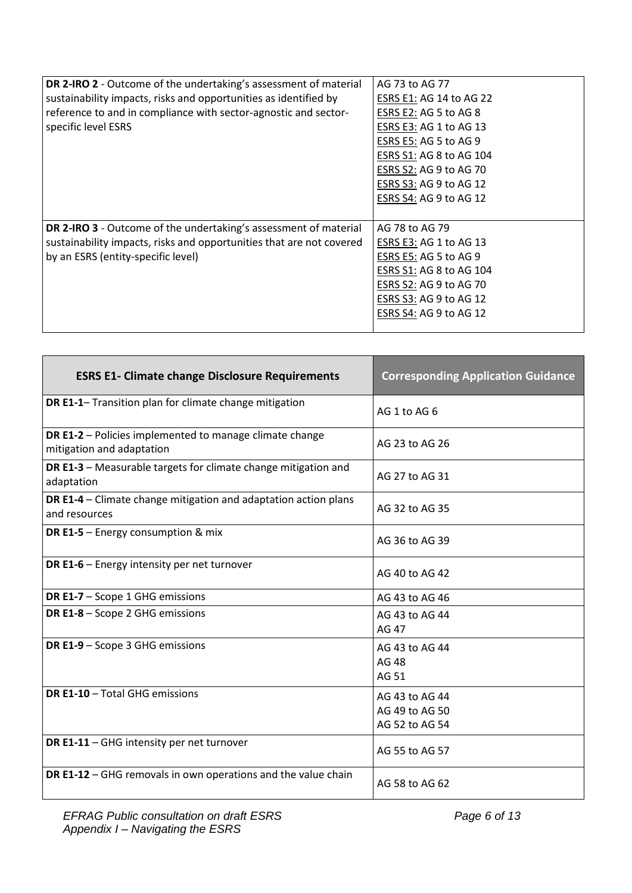| | |
|---|---|
| **DR 2-IRO 2** - Outcome of the undertaking's assessment of material sustainability impacts, risks and opportunities as identified by reference to and in compliance with sector-agnostic and sector-specific level ESRS | AG 73 to AG 77<br>ESRS E1: AG 14 to AG 22<br>ESRS E2: AG 5 to AG 8<br>ESRS E3: AG 1 to AG 13<br>ESRS E5: AG 5 to AG 9<br>ESRS S1: AG 8 to AG 104<br>ESRS S2: AG 9 to AG 70<br>ESRS S3: AG 9 to AG 12<br>ESRS S4: AG 9 to AG 12 |
| **DR 2-IRO 3** - Outcome of the undertaking's assessment of material sustainability impacts, risks and opportunities that are not covered by an ESRS (entity-specific level) | AG 78 to AG 79<br>ESRS E3: AG 1 to AG 13<br>ESRS E5: AG 5 to AG 9<br>ESRS S1: AG 8 to AG 104<br>ESRS S2: AG 9 to AG 70<br>ESRS S3: AG 9 to AG 12<br>ESRS S4: AG 9 to AG 12 |

| ESRS E1- Climate change Disclosure Requirements | Corresponding Application Guidance |
|---|---|
| **DR E1-1**– Transition plan for climate change mitigation | AG 1 to AG 6 |
| **DR E1-2** – Policies implemented to manage climate change mitigation and adaptation | AG 23 to AG 26 |
| **DR E1-3** – Measurable targets for climate change mitigation and adaptation | AG 27 to AG 31 |
| **DR E1-4** – Climate change mitigation and adaptation action plans and resources | AG 32 to AG 35 |
| **DR E1-5** – Energy consumption & mix | AG 36 to AG 39 |
| **DR E1-6** – Energy intensity per net turnover | AG 40 to AG 42 |
| **DR E1-7** – Scope 1 GHG emissions | AG 43 to AG 46 |
| **DR E1-8** – Scope 2 GHG emissions | AG 43 to AG 44<br>AG 47 |
| **DR E1-9** – Scope 3 GHG emissions | AG 43 to AG 44<br>AG 48<br>AG 51 |
| **DR E1-10** – Total GHG emissions | AG 43 to AG 44<br>AG 49 to AG 50<br>AG 52 to AG 54 |
| **DR E1-11** – GHG intensity per net turnover | AG 55 to AG 57 |
| **DR E1-12** – GHG removals in own operations and the value chain | AG 58 to AG 62 |

*EFRAG Public consultation on draft ESRS*
*Appendix I – Navigating the ESRS*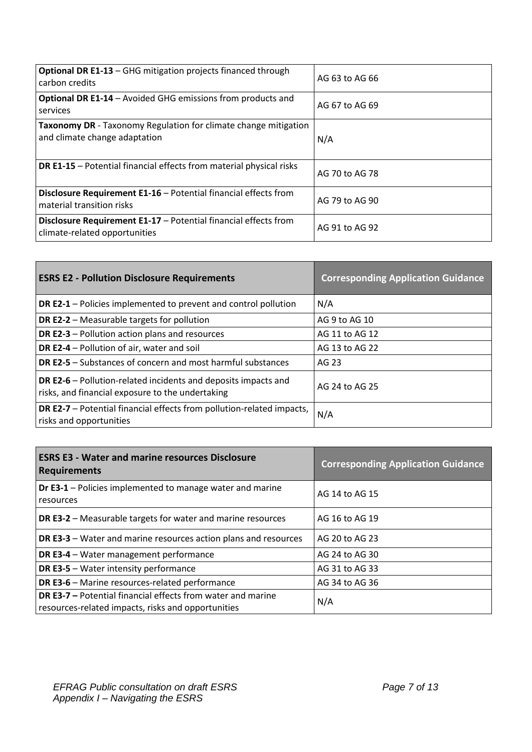| | |
|---|---|
| **Optional DR E1-13** – GHG mitigation projects financed through carbon credits | AG 63 to AG 66 |
| **Optional DR E1-14** – Avoided GHG emissions from products and services | AG 67 to AG 69 |
| **Taxonomy DR** - Taxonomy Regulation for climate change mitigation and climate change adaptation | N/A |
| **DR E1-15** – Potential financial effects from material physical risks | AG 70 to AG 78 |
| **Disclosure Requirement E1-16** – Potential financial effects from material transition risks | AG 79 to AG 90 |
| **Disclosure Requirement E1-17** – Potential financial effects from climate-related opportunities | AG 91 to AG 92 |

| **ESRS E2 - Pollution Disclosure Requirements** | **Corresponding Application Guidance** |
|---|---|
| **DR E2-1** – Policies implemented to prevent and control pollution | N/A |
| **DR E2-2** – Measurable targets for pollution | AG 9 to AG 10 |
| **DR E2-3** – Pollution action plans and resources | AG 11 to AG 12 |
| **DR E2-4** – Pollution of air, water and soil | AG 13 to AG 22 |
| **DR E2-5** – Substances of concern and most harmful substances | AG 23 |
| **DR E2-6** – Pollution-related incidents and deposits impacts and risks, and financial exposure to the undertaking | AG 24 to AG 25 |
| **DR E2-7** – Potential financial effects from pollution-related impacts, risks and opportunities | N/A |

| **ESRS E3 - Water and marine resources Disclosure Requirements** | **Corresponding Application Guidance** |
|---|---|
| **Dr E3-1** – Policies implemented to manage water and marine resources | AG 14 to AG 15 |
| **DR E3-2** – Measurable targets for water and marine resources | AG 16 to AG 19 |
| **DR E3-3** – Water and marine resources action plans and resources | AG 20 to AG 23 |
| **DR E3-4** – Water management performance | AG 24 to AG 30 |
| **DR E3-5** – Water intensity performance | AG 31 to AG 33 |
| **DR E3-6** – Marine resources-related performance | AG 34 to AG 36 |
| **DR E3-7 –** Potential financial effects from water and marine resources-related impacts, risks and opportunities | N/A |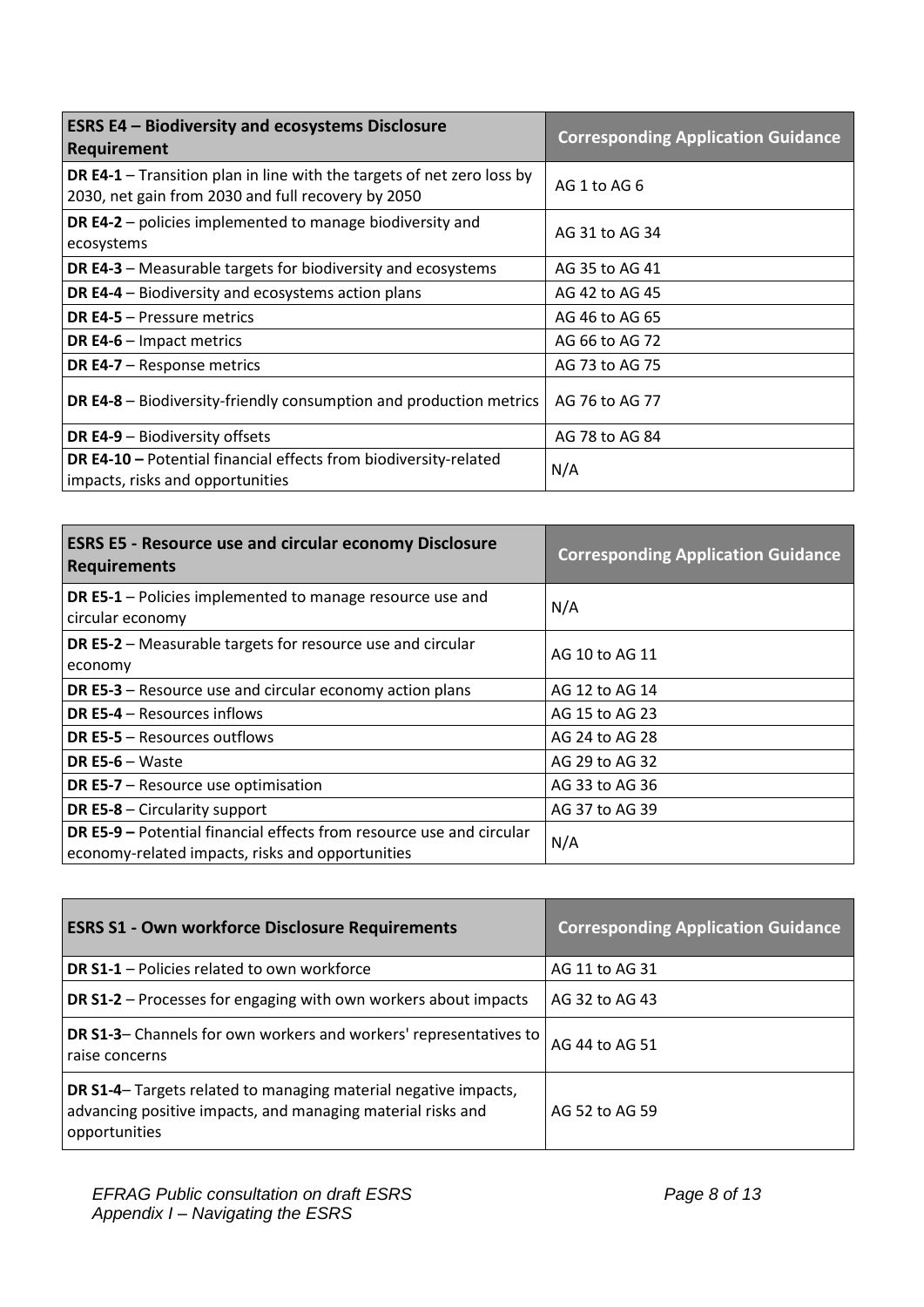| ESRS E4 – Biodiversity and ecosystems Disclosure Requirement | Corresponding Application Guidance |
|---|---|
| **DR E4-1** – Transition plan in line with the targets of net zero loss by 2030, net gain from 2030 and full recovery by 2050 | AG 1 to AG 6 |
| **DR E4-2** – policies implemented to manage biodiversity and ecosystems | AG 31 to AG 34 |
| **DR E4-3** – Measurable targets for biodiversity and ecosystems | AG 35 to AG 41 |
| **DR E4-4** – Biodiversity and ecosystems action plans | AG 42 to AG 45 |
| **DR E4-5** – Pressure metrics | AG 46 to AG 65 |
| **DR E4-6** – Impact metrics | AG 66 to AG 72 |
| **DR E4-7** – Response metrics | AG 73 to AG 75 |
| **DR E4-8** – Biodiversity-friendly consumption and production metrics | AG 76 to AG 77 |
| **DR E4-9** – Biodiversity offsets | AG 78 to AG 84 |
| **DR E4-10 –** Potential financial effects from biodiversity-related impacts, risks and opportunities | N/A |

| ESRS E5 - Resource use and circular economy Disclosure Requirements | Corresponding Application Guidance |
|---|---|
| **DR E5-1** – Policies implemented to manage resource use and circular economy | N/A |
| **DR E5-2** – Measurable targets for resource use and circular economy | AG 10 to AG 11 |
| **DR E5-3** – Resource use and circular economy action plans | AG 12 to AG 14 |
| **DR E5-4** – Resources inflows | AG 15 to AG 23 |
| **DR E5-5** – Resources outflows | AG 24 to AG 28 |
| **DR E5-6** – Waste | AG 29 to AG 32 |
| **DR E5-7** – Resource use optimisation | AG 33 to AG 36 |
| **DR E5-8** – Circularity support | AG 37 to AG 39 |
| **DR E5-9 –** Potential financial effects from resource use and circular economy-related impacts, risks and opportunities | N/A |

| ESRS S1 - Own workforce Disclosure Requirements | Corresponding Application Guidance |
|---|---|
| **DR S1-1** – Policies related to own workforce | AG 11 to AG 31 |
| **DR S1-2** – Processes for engaging with own workers about impacts | AG 32 to AG 43 |
| **DR S1-3**– Channels for own workers and workers' representatives to raise concerns | AG 44 to AG 51 |
| **DR S1-4**– Targets related to managing material negative impacts, advancing positive impacts, and managing material risks and opportunities | AG 52 to AG 59 |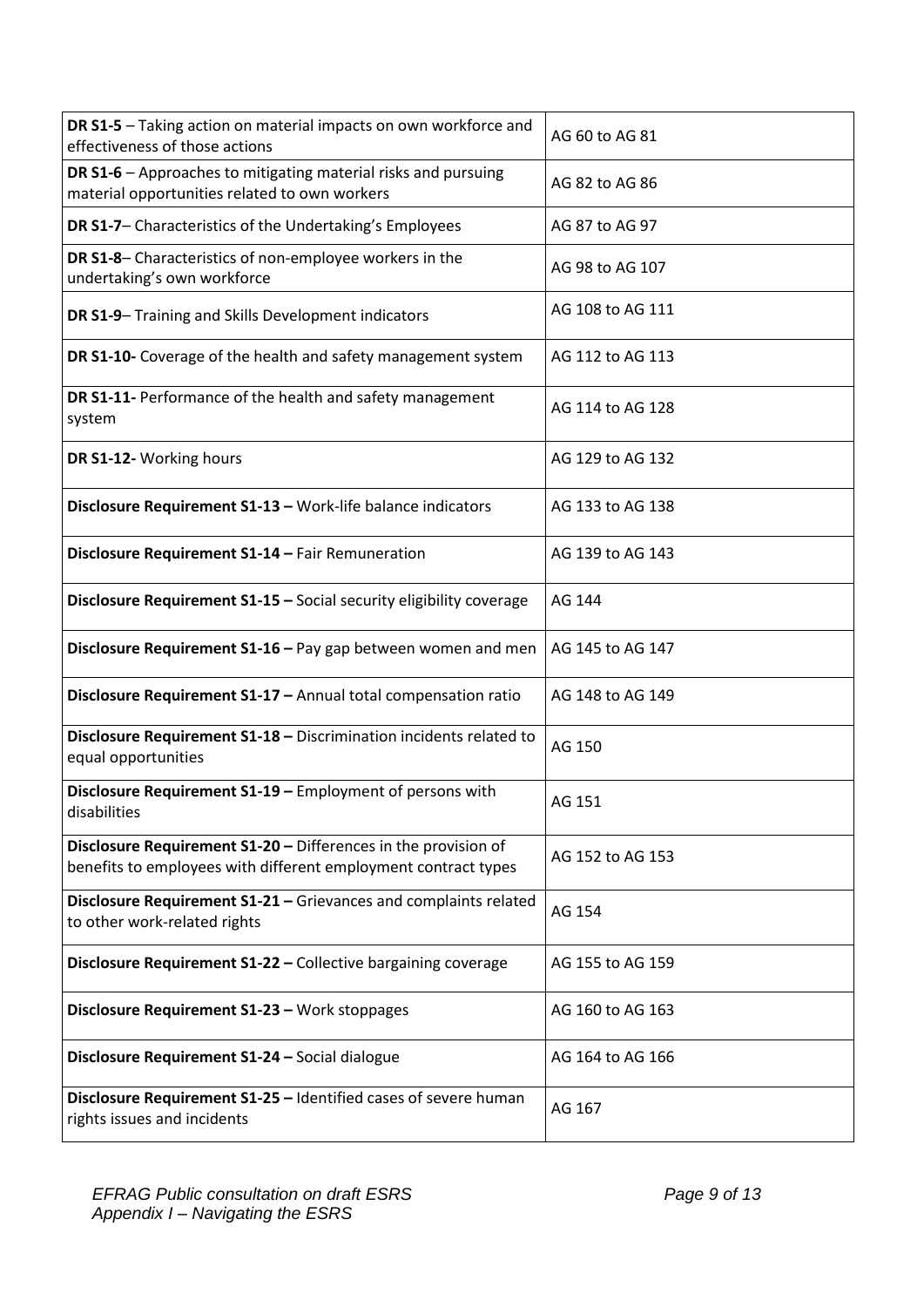| | |
|---|---|
| **DR S1-5** – Taking action on material impacts on own workforce and effectiveness of those actions | AG 60 to AG 81 |
| **DR S1-6** – Approaches to mitigating material risks and pursuing material opportunities related to own workers | AG 82 to AG 86 |
| **DR S1-7**– Characteristics of the Undertaking's Employees | AG 87 to AG 97 |
| **DR S1-8**– Characteristics of non-employee workers in the undertaking's own workforce | AG 98 to AG 107 |
| **DR S1-9**– Training and Skills Development indicators | AG 108 to AG 111 |
| **DR S1-10-** Coverage of the health and safety management system | AG 112 to AG 113 |
| **DR S1-11-** Performance of the health and safety management system | AG 114 to AG 128 |
| **DR S1-12-** Working hours | AG 129 to AG 132 |
| **Disclosure Requirement S1-13 –** Work-life balance indicators | AG 133 to AG 138 |
| **Disclosure Requirement S1-14 –** Fair Remuneration | AG 139 to AG 143 |
| **Disclosure Requirement S1-15 –** Social security eligibility coverage | AG 144 |
| **Disclosure Requirement S1-16 –** Pay gap between women and men | AG 145 to AG 147 |
| **Disclosure Requirement S1-17 –** Annual total compensation ratio | AG 148 to AG 149 |
| **Disclosure Requirement S1-18 –** Discrimination incidents related to equal opportunities | AG 150 |
| **Disclosure Requirement S1-19 –** Employment of persons with disabilities | AG 151 |
| **Disclosure Requirement S1-20 –** Differences in the provision of benefits to employees with different employment contract types | AG 152 to AG 153 |
| **Disclosure Requirement S1-21 –** Grievances and complaints related to other work-related rights | AG 154 |
| **Disclosure Requirement S1-22 –** Collective bargaining coverage | AG 155 to AG 159 |
| **Disclosure Requirement S1-23 –** Work stoppages | AG 160 to AG 163 |
| **Disclosure Requirement S1-24 –** Social dialogue | AG 164 to AG 166 |
| **Disclosure Requirement S1-25 –** Identified cases of severe human rights issues and incidents | AG 167 |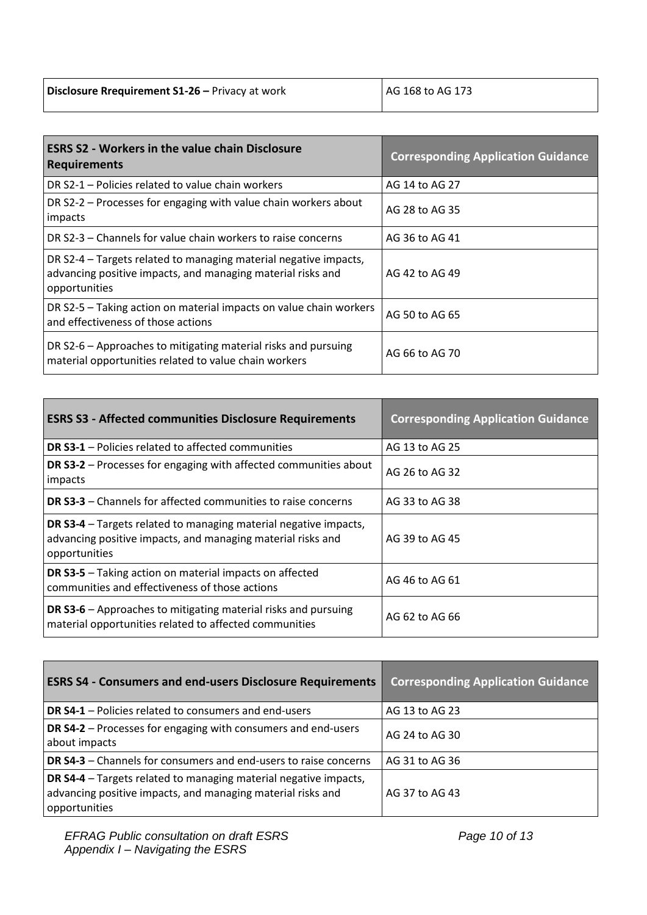| | |
|---|---|
| **Disclosure Rrequirement S1-26 –** Privacy at work | AG 168 to AG 173 |

| ESRS S2 - Workers in the value chain Disclosure Requirements | Corresponding Application Guidance |
|---|---|
| DR S2-1 – Policies related to value chain workers | AG 14 to AG 27 |
| DR S2-2 – Processes for engaging with value chain workers about impacts | AG 28 to AG 35 |
| DR S2-3 – Channels for value chain workers to raise concerns | AG 36 to AG 41 |
| DR S2-4 – Targets related to managing material negative impacts, advancing positive impacts, and managing material risks and opportunities | AG 42 to AG 49 |
| DR S2-5 – Taking action on material impacts on value chain workers and effectiveness of those actions | AG 50 to AG 65 |
| DR S2-6 – Approaches to mitigating material risks and pursuing material opportunities related to value chain workers | AG 66 to AG 70 |

| ESRS S3 - Affected communities Disclosure Requirements | Corresponding Application Guidance |
|---|---|
| **DR S3-1** – Policies related to affected communities | AG 13 to AG 25 |
| **DR S3-2** – Processes for engaging with affected communities about impacts | AG 26 to AG 32 |
| **DR S3-3** – Channels for affected communities to raise concerns | AG 33 to AG 38 |
| **DR S3-4** – Targets related to managing material negative impacts, advancing positive impacts, and managing material risks and opportunities | AG 39 to AG 45 |
| **DR S3-5** – Taking action on material impacts on affected communities and effectiveness of those actions | AG 46 to AG 61 |
| **DR S3-6** – Approaches to mitigating material risks and pursuing material opportunities related to affected communities | AG 62 to AG 66 |

| ESRS S4 - Consumers and end-users Disclosure Requirements | Corresponding Application Guidance |
|---|---|
| **DR S4-1** – Policies related to consumers and end-users | AG 13 to AG 23 |
| **DR S4-2** – Processes for engaging with consumers and end-users about impacts | AG 24 to AG 30 |
| **DR S4-3** – Channels for consumers and end-users to raise concerns | AG 31 to AG 36 |
| **DR S4-4** – Targets related to managing material negative impacts, advancing positive impacts, and managing material risks and opportunities | AG 37 to AG 43 |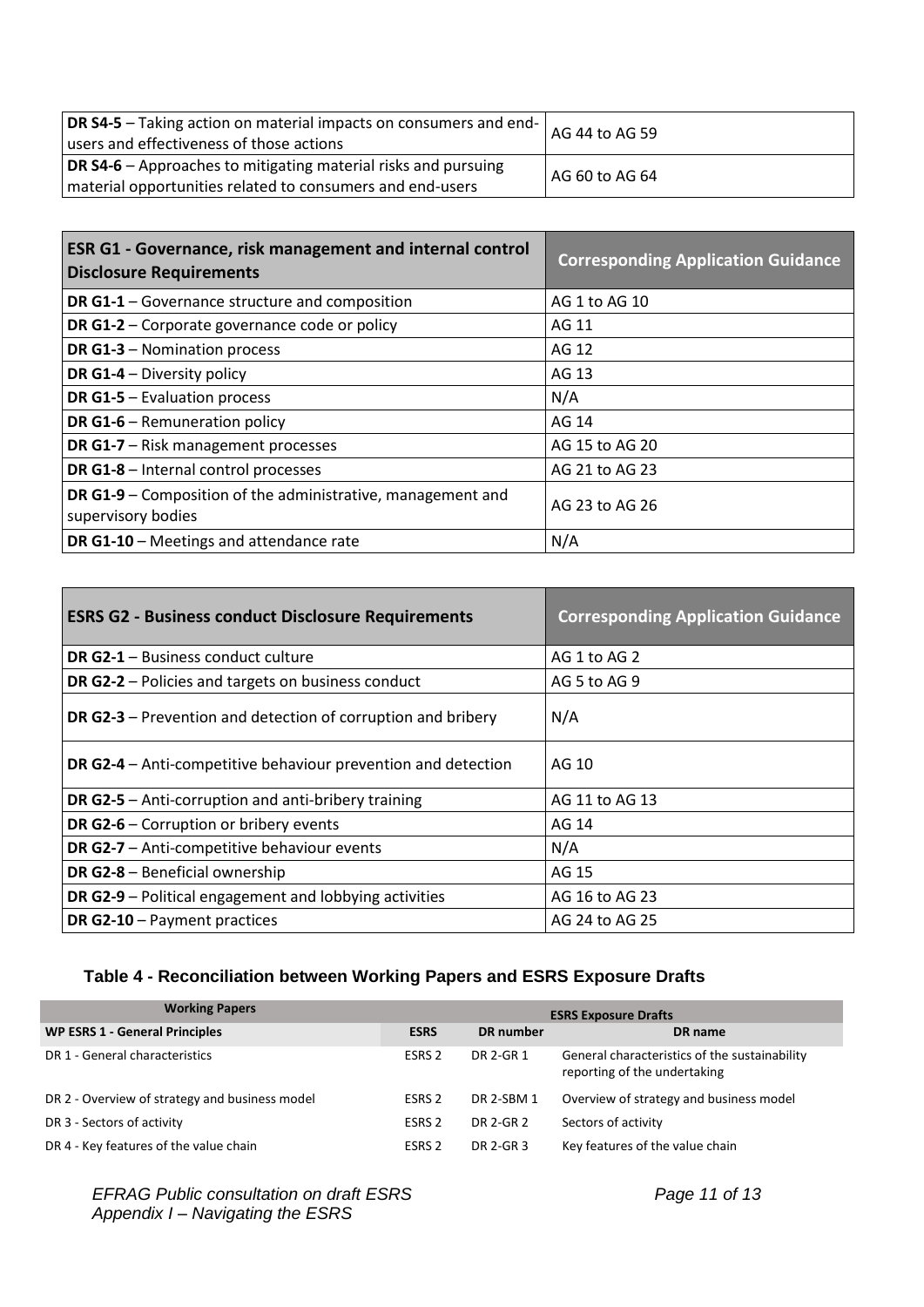| | |
|---|---|
| **DR S4-5** – Taking action on material impacts on consumers and end-users and effectiveness of those actions | AG 44 to AG 59 |
| **DR S4-6** – Approaches to mitigating material risks and pursuing material opportunities related to consumers and end-users | AG 60 to AG 64 |

| ESR G1 - Governance, risk management and internal control Disclosure Requirements | Corresponding Application Guidance |
|---|---|
| **DR G1-1** – Governance structure and composition | AG 1 to AG 10 |
| **DR G1-2** – Corporate governance code or policy | AG 11 |
| **DR G1-3** – Nomination process | AG 12 |
| **DR G1-4** – Diversity policy | AG 13 |
| **DR G1-5** – Evaluation process | N/A |
| **DR G1-6** – Remuneration policy | AG 14 |
| **DR G1-7** – Risk management processes | AG 15 to AG 20 |
| **DR G1-8** – Internal control processes | AG 21 to AG 23 |
| **DR G1-9** – Composition of the administrative, management and supervisory bodies | AG 23 to AG 26 |
| **DR G1-10** – Meetings and attendance rate | N/A |

| ESRS G2 - Business conduct Disclosure Requirements | Corresponding Application Guidance |
|---|---|
| **DR G2-1** – Business conduct culture | AG 1 to AG 2 |
| **DR G2-2** – Policies and targets on business conduct | AG 5 to AG 9 |
| **DR G2-3** – Prevention and detection of corruption and bribery | N/A |
| **DR G2-4** – Anti-competitive behaviour prevention and detection | AG 10 |
| **DR G2-5** – Anti-corruption and anti-bribery training | AG 11 to AG 13 |
| **DR G2-6** – Corruption or bribery events | AG 14 |
| **DR G2-7** – Anti-competitive behaviour events | N/A |
| **DR G2-8** – Beneficial ownership | AG 15 |
| **DR G2-9** – Political engagement and lobbying activities | AG 16 to AG 23 |
| **DR G2-10** – Payment practices | AG 24 to AG 25 |

### Table 4 - Reconciliation between Working Papers and ESRS Exposure Drafts

| Working Papers | ESRS Exposure Drafts | | |
|---|---|---|---|
| **WP ESRS 1 - General Principles** | **ESRS** | **DR number** | **DR name** |
| DR 1 - General characteristics | ESRS 2 | DR 2-GR 1 | General characteristics of the sustainability reporting of the undertaking |
| DR 2 - Overview of strategy and business model | ESRS 2 | DR 2-SBM 1 | Overview of strategy and business model |
| DR 3 - Sectors of activity | ESRS 2 | DR 2-GR 2 | Sectors of activity |
| DR 4 - Key features of the value chain | ESRS 2 | DR 2-GR 3 | Key features of the value chain |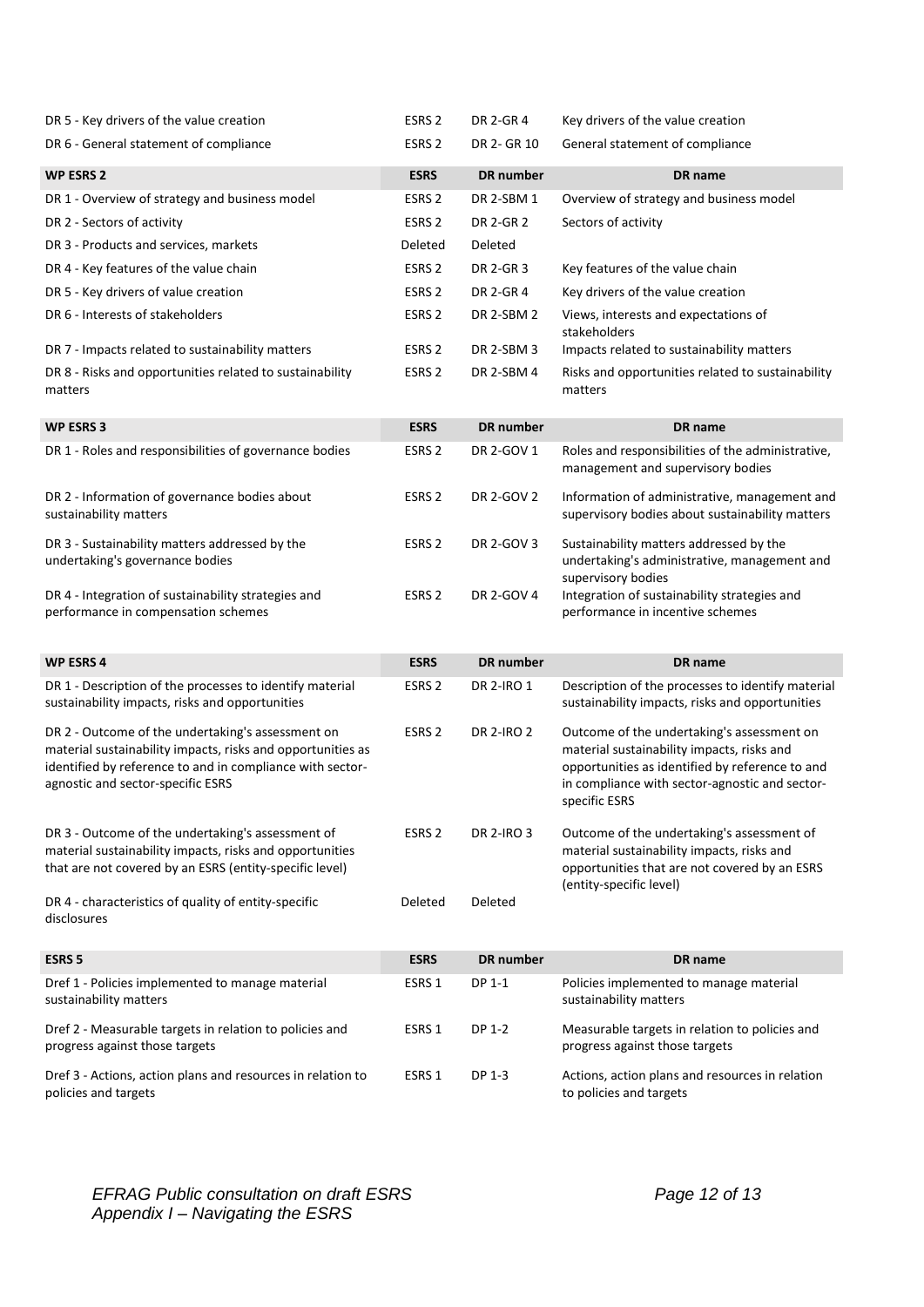| | | | |
|---|---|---|---|
| DR 5 - Key drivers of the value creation | ESRS 2 | DR 2-GR 4 | Key drivers of the value creation |
| DR 6 - General statement of compliance | ESRS 2 | DR 2- GR 10 | General statement of compliance |

| WP ESRS 2 | ESRS | DR number | DR name |
|---|---|---|---|
| DR 1 - Overview of strategy and business model | ESRS 2 | DR 2-SBM 1 | Overview of strategy and business model |
| DR 2 - Sectors of activity | ESRS 2 | DR 2-GR 2 | Sectors of activity |
| DR 3 - Products and services, markets | Deleted | Deleted | |
| DR 4 - Key features of the value chain | ESRS 2 | DR 2-GR 3 | Key features of the value chain |
| DR 5 - Key drivers of value creation | ESRS 2 | DR 2-GR 4 | Key drivers of the value creation |
| DR 6 - Interests of stakeholders | ESRS 2 | DR 2-SBM 2 | Views, interests and expectations of stakeholders |
| DR 7 - Impacts related to sustainability matters | ESRS 2 | DR 2-SBM 3 | Impacts related to sustainability matters |
| DR 8 - Risks and opportunities related to sustainability matters | ESRS 2 | DR 2-SBM 4 | Risks and opportunities related to sustainability matters |

| WP ESRS 3 | ESRS | DR number | DR name |
|---|---|---|---|
| DR 1 - Roles and responsibilities of governance bodies | ESRS 2 | DR 2-GOV 1 | Roles and responsibilities of the administrative, management and supervisory bodies |
| DR 2 - Information of governance bodies about sustainability matters | ESRS 2 | DR 2-GOV 2 | Information of administrative, management and supervisory bodies about sustainability matters |
| DR 3 - Sustainability matters addressed by the undertaking's governance bodies | ESRS 2 | DR 2-GOV 3 | Sustainability matters addressed by the undertaking's administrative, management and supervisory bodies |
| DR 4 - Integration of sustainability strategies and performance in compensation schemes | ESRS 2 | DR 2-GOV 4 | Integration of sustainability strategies and performance in incentive schemes |

| WP ESRS 4 | ESRS | DR number | DR name |
|---|---|---|---|
| DR 1 - Description of the processes to identify material sustainability impacts, risks and opportunities | ESRS 2 | DR 2-IRO 1 | Description of the processes to identify material sustainability impacts, risks and opportunities |
| DR 2 - Outcome of the undertaking's assessment on material sustainability impacts, risks and opportunities as identified by reference to and in compliance with sector-agnostic and sector-specific ESRS | ESRS 2 | DR 2-IRO 2 | Outcome of the undertaking's assessment on material sustainability impacts, risks and opportunities as identified by reference to and in compliance with sector-agnostic and sector-specific ESRS |
| DR 3 - Outcome of the undertaking's assessment of material sustainability impacts, risks and opportunities that are not covered by an ESRS (entity-specific level) | ESRS 2 | DR 2-IRO 3 | Outcome of the undertaking's assessment of material sustainability impacts, risks and opportunities that are not covered by an ESRS (entity-specific level) |
| DR 4 - characteristics of quality of entity-specific disclosures | Deleted | Deleted | |

| ESRS 5 | ESRS | DR number | DR name |
|---|---|---|---|
| Dref 1 - Policies implemented to manage material sustainability matters | ESRS 1 | DP 1-1 | Policies implemented to manage material sustainability matters |
| Dref 2 - Measurable targets in relation to policies and progress against those targets | ESRS 1 | DP 1-2 | Measurable targets in relation to policies and progress against those targets |
| Dref 3 - Actions, action plans and resources in relation to policies and targets | ESRS 1 | DP 1-3 | Actions, action plans and resources in relation to policies and targets |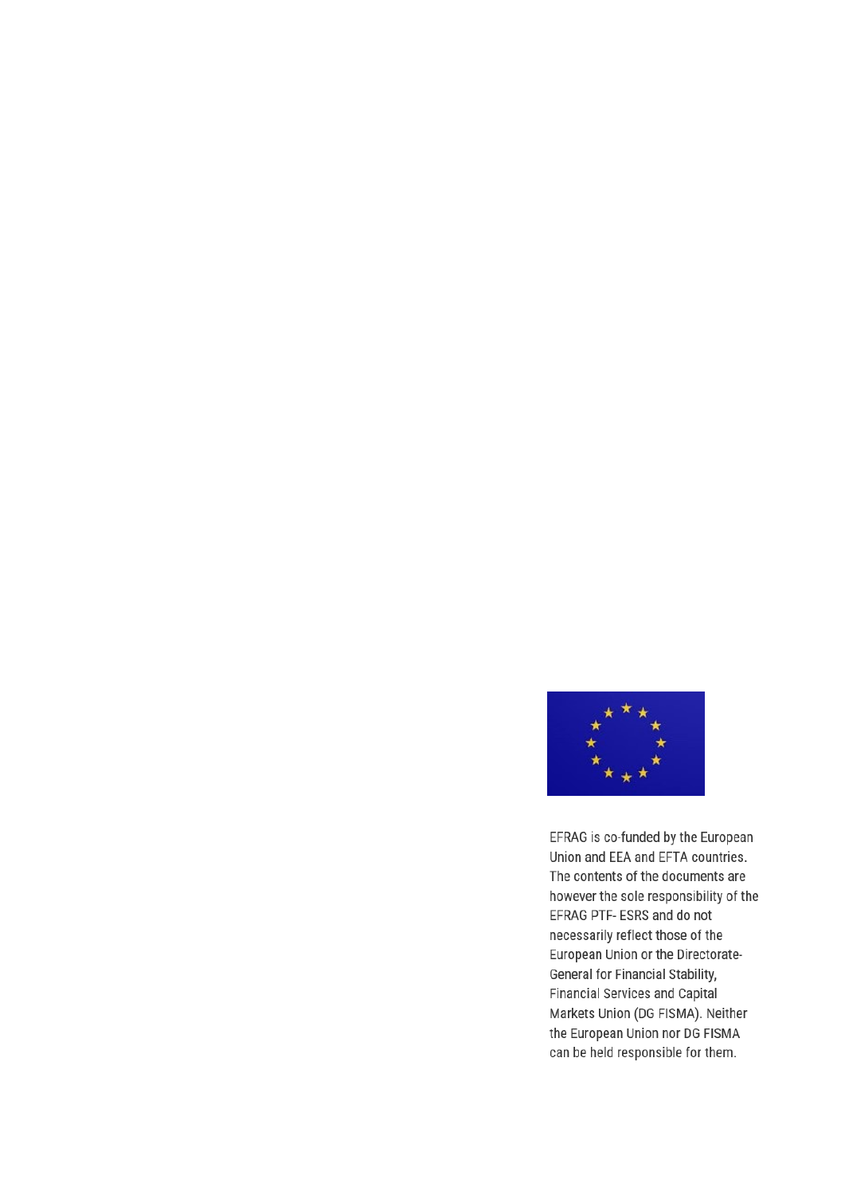EFRAG is co-funded by the European Union and EEA and EFTA countries. The contents of the documents are however the sole responsibility of the EFRAG PTF- ESRS and do not necessarily reflect those of the European Union or the Directorate-General for Financial Stability, Financial Services and Capital Markets Union (DG FISMA). Neither the European Union nor DG FISMA can be held responsible for them.